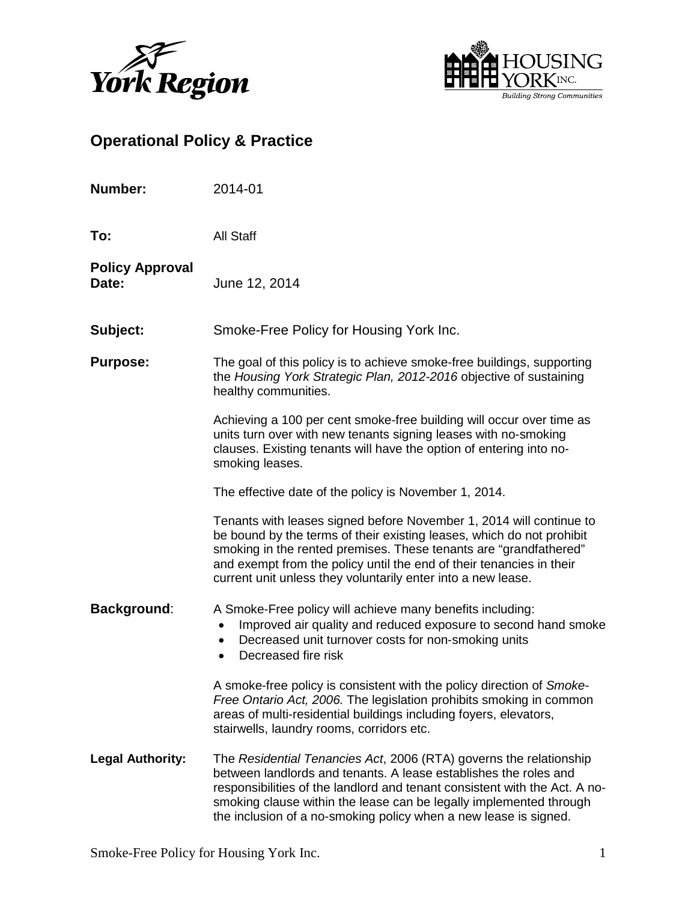## Operational Policy & Practice

**Number:** 2014-01

**To:** All Staff

**Policy Approval Date:** June 12, 2014

**Subject:** Smoke-Free Policy for Housing York Inc.

**Purpose:** The goal of this policy is to achieve smoke-free buildings, supporting the *Housing York Strategic Plan, 2012-2016* objective of sustaining healthy communities.

Achieving a 100 per cent smoke-free building will occur over time as units turn over with new tenants signing leases with no-smoking clauses. Existing tenants will have the option of entering into no-smoking leases.

The effective date of the policy is November 1, 2014.

Tenants with leases signed before November 1, 2014 will continue to be bound by the terms of their existing leases, which do not prohibit smoking in the rented premises. These tenants are "grandfathered" and exempt from the policy until the end of their tenancies in their current unit unless they voluntarily enter into a new lease.

**Background**: A Smoke-Free policy will achieve many benefits including:

- Improved air quality and reduced exposure to second hand smoke
- Decreased unit turnover costs for non-smoking units
- Decreased fire risk

A smoke-free policy is consistent with the policy direction of *Smoke-Free Ontario Act, 2006.* The legislation prohibits smoking in common areas of multi-residential buildings including foyers, elevators, stairwells, laundry rooms, corridors etc.

**Legal Authority:** The *Residential Tenancies Act*, 2006 (RTA) governs the relationship between landlords and tenants. A lease establishes the roles and responsibilities of the landlord and tenant consistent with the Act. A no-smoking clause within the lease can be legally implemented through the inclusion of a no-smoking policy when a new lease is signed.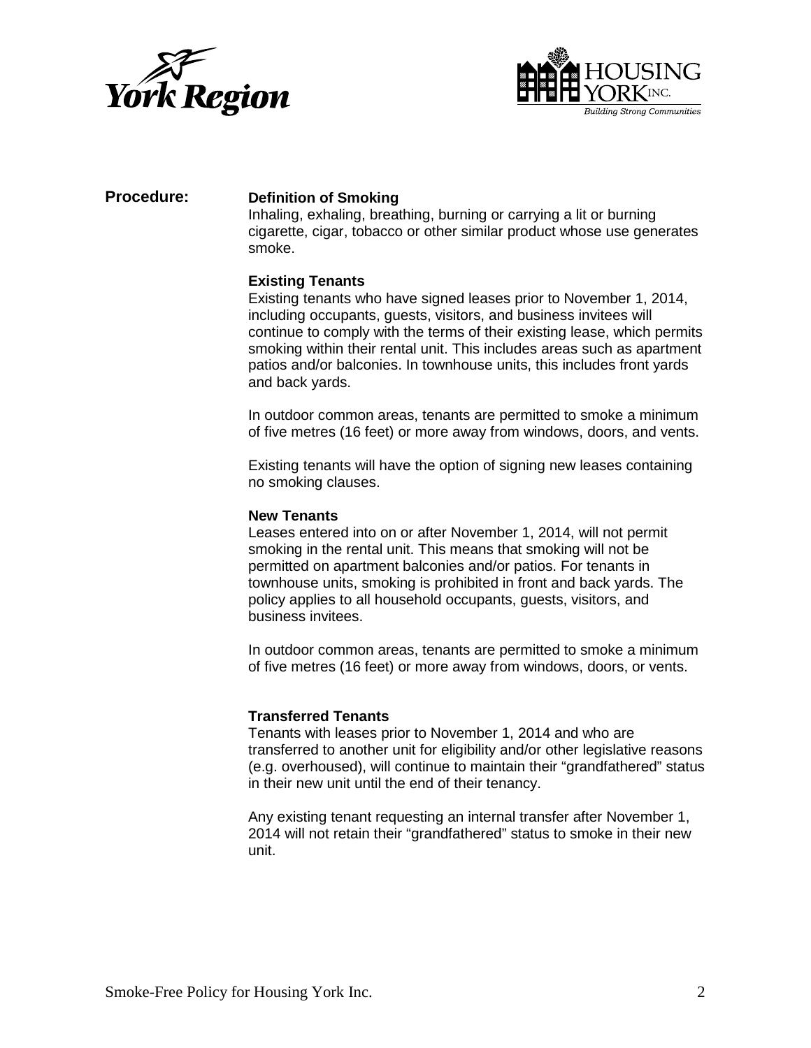**Procedure:**

**Definition of Smoking**

Inhaling, exhaling, breathing, burning or carrying a lit or burning cigarette, cigar, tobacco or other similar product whose use generates smoke.

**Existing Tenants**

Existing tenants who have signed leases prior to November 1, 2014, including occupants, guests, visitors, and business invitees will continue to comply with the terms of their existing lease, which permits smoking within their rental unit. This includes areas such as apartment patios and/or balconies. In townhouse units, this includes front yards and back yards.

In outdoor common areas, tenants are permitted to smoke a minimum of five metres (16 feet) or more away from windows, doors, and vents.

Existing tenants will have the option of signing new leases containing no smoking clauses.

**New Tenants**

Leases entered into on or after November 1, 2014, will not permit smoking in the rental unit. This means that smoking will not be permitted on apartment balconies and/or patios. For tenants in townhouse units, smoking is prohibited in front and back yards. The policy applies to all household occupants, guests, visitors, and business invitees.

In outdoor common areas, tenants are permitted to smoke a minimum of five metres (16 feet) or more away from windows, doors, or vents.

**Transferred Tenants**

Tenants with leases prior to November 1, 2014 and who are transferred to another unit for eligibility and/or other legislative reasons (e.g. overhoused), will continue to maintain their "grandfathered" status in their new unit until the end of their tenancy.

Any existing tenant requesting an internal transfer after November 1, 2014 will not retain their "grandfathered" status to smoke in their new unit.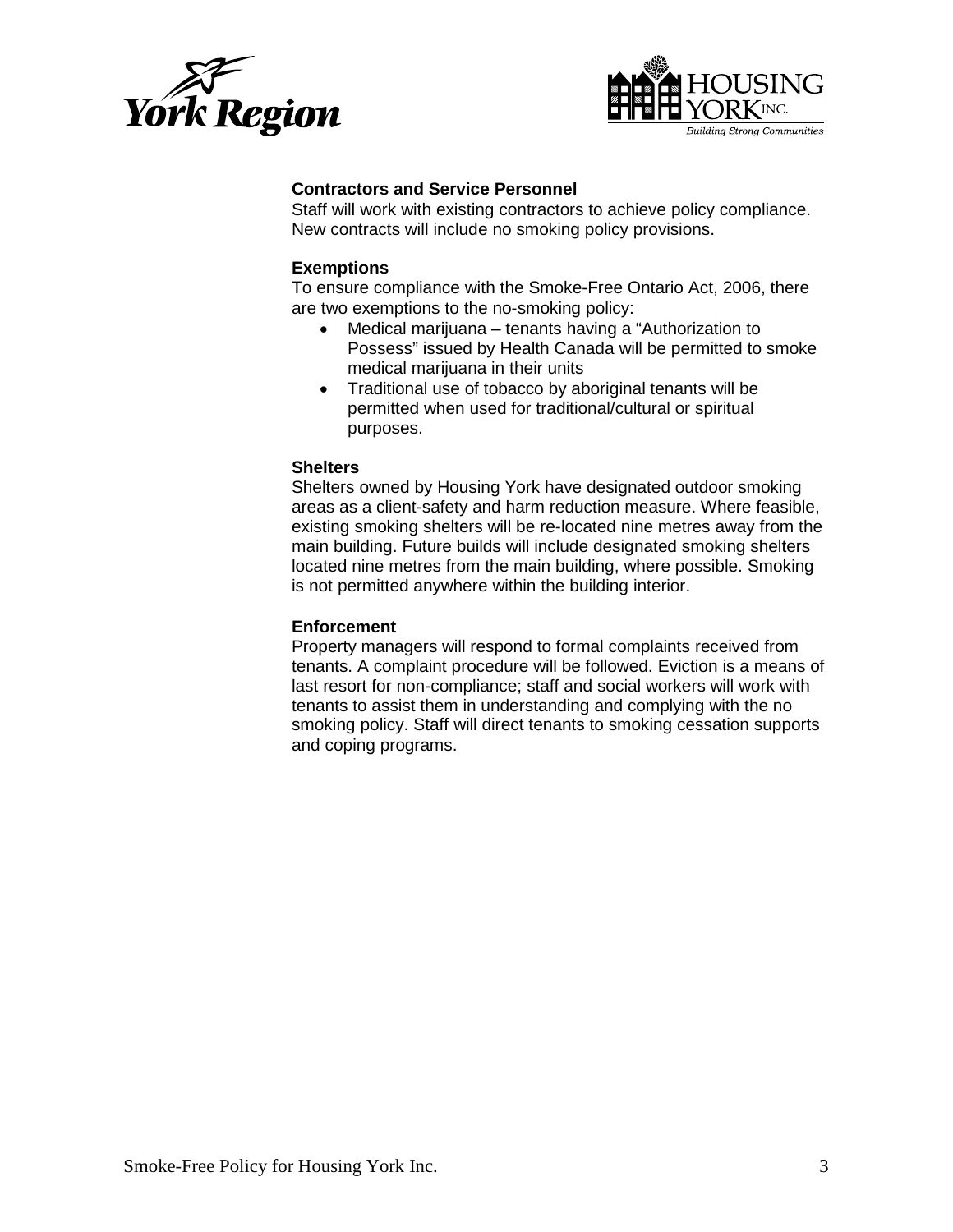**Contractors and Service Personnel**
Staff will work with existing contractors to achieve policy compliance. New contracts will include no smoking policy provisions.

**Exemptions**
To ensure compliance with the Smoke-Free Ontario Act, 2006, there are two exemptions to the no-smoking policy:

- Medical marijuana – tenants having a "Authorization to Possess" issued by Health Canada will be permitted to smoke medical marijuana in their units
- Traditional use of tobacco by aboriginal tenants will be permitted when used for traditional/cultural or spiritual purposes.

**Shelters**
Shelters owned by Housing York have designated outdoor smoking areas as a client-safety and harm reduction measure. Where feasible, existing smoking shelters will be re-located nine metres away from the main building. Future builds will include designated smoking shelters located nine metres from the main building, where possible. Smoking is not permitted anywhere within the building interior.

**Enforcement**
Property managers will respond to formal complaints received from tenants. A complaint procedure will be followed. Eviction is a means of last resort for non-compliance; staff and social workers will work with tenants to assist them in understanding and complying with the no smoking policy. Staff will direct tenants to smoking cessation supports and coping programs.